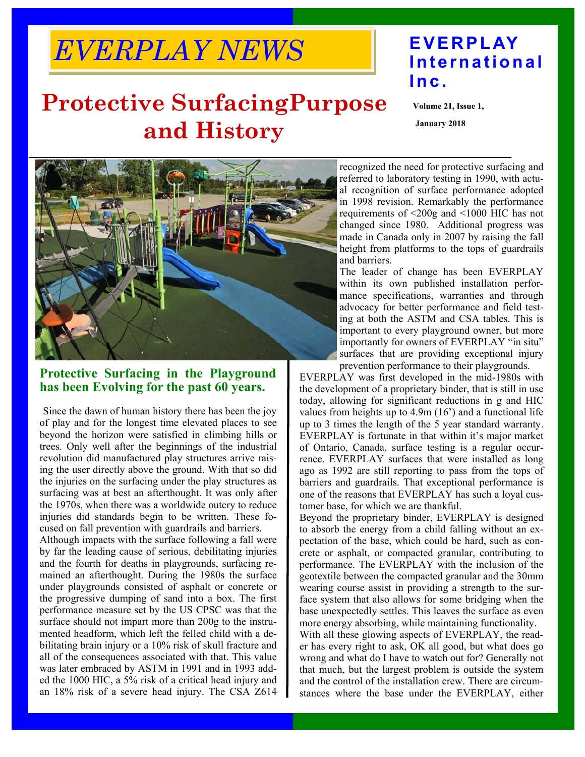# EVERPLAY NEWS

**EVERPLAY International Inc.**

**Volume 21, Issue 1, January 2018**

# Protective SurfacingPurpose and History

## Protective Surfacing in the Playground has been Evolving for the past 60 years.

Since the dawn of human history there has been the joy of play and for the longest time elevated places to see beyond the horizon were satisfied in climbing hills or trees. Only well after the beginnings of the industrial revolution did manufactured play structures arrive raising the user directly above the ground. With that so did the injuries on the surfacing under the play structures as surfacing was at best an afterthought. It was only after the 1970s, when there was a worldwide outcry to reduce injuries did standards begin to be written. These focused on fall prevention with guardrails and barriers.

Although impacts with the surface following a fall were by far the leading cause of serious, debilitating injuries and the fourth for deaths in playgrounds, surfacing remained an afterthought. During the 1980s the surface under playgrounds consisted of asphalt or concrete or the progressive dumping of sand into a box. The first performance measure set by the US CPSC was that the surface should not impart more than 200g to the instrumented headform, which left the felled child with a debilitating brain injury or a 10% risk of skull fracture and all of the consequences associated with that. This value was later embraced by ASTM in 1991 and in 1993 added the 1000 HIC, a 5% risk of a critical head injury and an 18% risk of a severe head injury. The CSA Z614 recognized the need for protective surfacing and referred to laboratory testing in 1990, with actual recognition of surface performance adopted in 1998 revision. Remarkably the performance requirements of <200g and <1000 HIC has not changed since 1980. Additional progress was made in Canada only in 2007 by raising the fall height from platforms to the tops of guardrails and barriers.

The leader of change has been EVERPLAY within its own published installation performance specifications, warranties and through advocacy for better performance and field testing at both the ASTM and CSA tables. This is important to every playground owner, but more importantly for owners of EVERPLAY "in situ" surfaces that are providing exceptional injury prevention performance to their playgrounds.

EVERPLAY was first developed in the mid-1980s with the development of a proprietary binder, that is still in use today, allowing for significant reductions in g and HIC values from heights up to 4.9m (16') and a functional life up to 3 times the length of the 5 year standard warranty. EVERPLAY is fortunate in that within it's major market of Ontario, Canada, surface testing is a regular occurrence. EVERPLAY surfaces that were installed as long ago as 1992 are still reporting to pass from the tops of barriers and guardrails. That exceptional performance is one of the reasons that EVERPLAY has such a loyal customer base, for which we are thankful.

Beyond the proprietary binder, EVERPLAY is designed to absorb the energy from a child falling without an expectation of the base, which could be hard, such as concrete or asphalt, or compacted granular, contributing to performance. The EVERPLAY with the inclusion of the geotextile between the compacted granular and the 30mm wearing course assist in providing a strength to the surface system that also allows for some bridging when the base unexpectedly settles. This leaves the surface as even more energy absorbing, while maintaining functionality.

With all these glowing aspects of EVERPLAY, the reader has every right to ask, OK all good, but what does go wrong and what do I have to watch out for? Generally not that much, but the largest problem is outside the system and the control of the installation crew. There are circumstances where the base under the EVERPLAY, either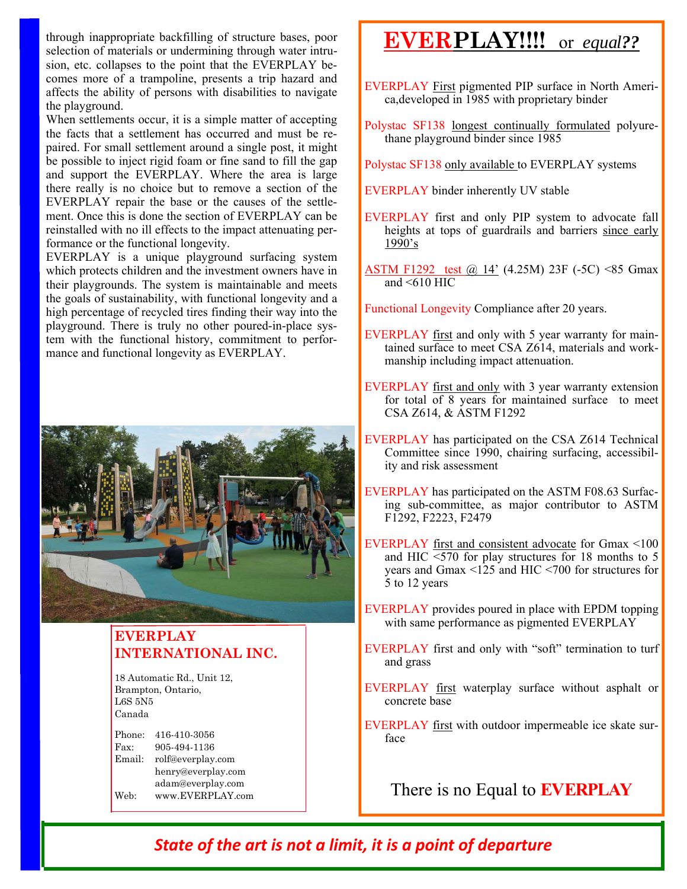through inappropriate backfilling of structure bases, poor selection of materials or undermining through water intrusion, etc. collapses to the point that the EVERPLAY becomes more of a trampoline, presents a trip hazard and affects the ability of persons with disabilities to navigate the playground.

When settlements occur, it is a simple matter of accepting the facts that a settlement has occurred and must be repaired. For small settlement around a single post, it might be possible to inject rigid foam or fine sand to fill the gap and support the EVERPLAY. Where the area is large there really is no choice but to remove a section of the EVERPLAY repair the base or the causes of the settlement. Once this is done the section of EVERPLAY can be reinstalled with no ill effects to the impact attenuating performance or the functional longevity.

EVERPLAY is a unique playground surfacing system which protects children and the investment owners have in their playgrounds. The system is maintainable and meets the goals of sustainability, with functional longevity and a high percentage of recycled tires finding their way into the playground. There is truly no other poured-in-place system with the functional history, commitment to performance and functional longevity as EVERPLAY.

**EVERPLAY INTERNATIONAL INC.**

18 Automatic Rd., Unit 12,
Brampton, Ontario,
L6S 5N5
Canada

Phone: 416-410-3056
Fax: 905-494-1136
Email: rolf@everplay.com
henry@everplay.com
adam@everplay.com
Web: www.EVERPLAY.com

# EVERPLAY!!!! or *equal??*

- EVERPLAY First pigmented PIP surface in North America, developed in 1985 with proprietary binder
- Polystac SF138 longest continually formulated polyurethane playground binder since 1985
- Polystac SF138 only available to EVERPLAY systems
- EVERPLAY binder inherently UV stable
- EVERPLAY first and only PIP system to advocate fall heights at tops of guardrails and barriers since early 1990's
- ASTM F1292 test @ 14' (4.25M) 23F (-5C) <85 Gmax and <610 HIC
- Functional Longevity Compliance after 20 years.
- EVERPLAY first and only with 5 year warranty for maintained surface to meet CSA Z614, materials and workmanship including impact attenuation.
- EVERPLAY first and only with 3 year warranty extension for total of 8 years for maintained surface to meet CSA Z614, & ASTM F1292
- EVERPLAY has participated on the CSA Z614 Technical Committee since 1990, chairing surfacing, accessibility and risk assessment
- EVERPLAY has participated on the ASTM F08.63 Surfacing sub-committee, as major contributor to ASTM F1292, F2223, F2479
- EVERPLAY first and consistent advocate for Gmax <100 and HIC <570 for play structures for 18 months to 5 years and Gmax <125 and HIC <700 for structures for 5 to 12 years
- EVERPLAY provides poured in place with EPDM topping with same performance as pigmented EVERPLAY
- EVERPLAY first and only with "soft" termination to turf and grass
- EVERPLAY first waterplay surface without asphalt or concrete base
- EVERPLAY first with outdoor impermeable ice skate surface

There is no Equal to **EVERPLAY**

***State of the art is not a limit, it is a point of departure***